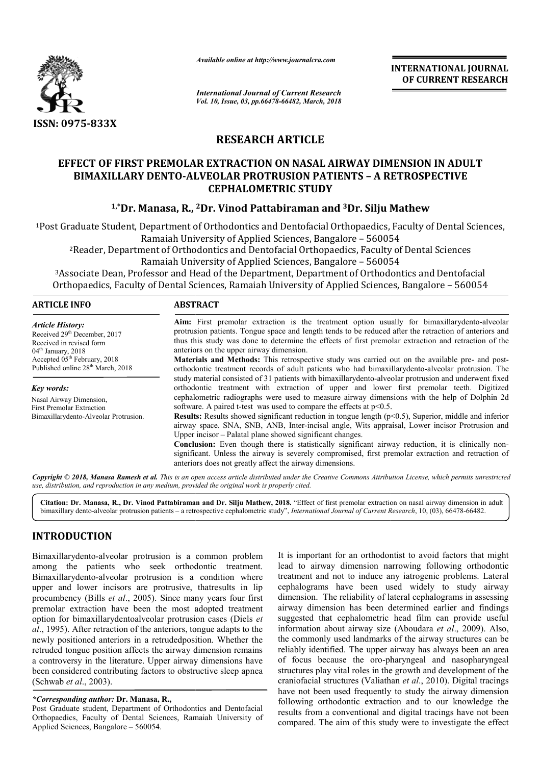*Available online at http://www.journalcra.com*

*International Journal of Current Research*
*Vol. 10, Issue, 03, pp.66478-66482, March, 2018*

**INTERNATIONAL JOURNAL OF CURRENT RESEARCH**

**ISSN: 0975-833X**

## RESEARCH ARTICLE

# EFFECT OF FIRST PREMOLAR EXTRACTION ON NASAL AIRWAY DIMENSION IN ADULT BIMAXILLARY DENTO-ALVEOLAR PROTRUSION PATIENTS – A RETROSPECTIVE CEPHALOMETRIC STUDY

**[1,*]Dr. Manasa, R., [2]Dr. Vinod Pattabiraman and [3]Dr. Silju Mathew**

[1]Post Graduate Student, Department of Orthodontics and Dentofacial Orthopaedics, Faculty of Dental Sciences, Ramaiah University of Applied Sciences, Bangalore – 560054

[2]Reader, Department of Orthodontics and Dentofacial Orthopaedics, Faculty of Dental Sciences Ramaiah University of Applied Sciences, Bangalore – 560054

[3]Associate Dean, Professor and Head of the Department, Department of Orthodontics and Dentofacial Orthopaedics, Faculty of Dental Sciences, Ramaiah University of Applied Sciences, Bangalore – 560054

### ARTICLE INFO

*Article History:*
Received 29th December, 2017
Received in revised form
04th January, 2018
Accepted 05th February, 2018
Published online 28th March, 2018

*Key words:*
Nasal Airway Dimension,
First Premolar Extraction
Bimaxillarydento-Alveolar Protrusion.

### ABSTRACT

**Aim:** First premolar extraction is the treatment option usually for bimaxillarydento-alveolar protrusion patients. Tongue space and length tends to be reduced after the retraction of anteriors and thus this study was done to determine the effects of first premolar extraction and retraction of the anteriors on the upper airway dimension.

**Materials and Methods:** This retrospective study was carried out on the available pre- and post-orthodontic treatment records of adult patients who had bimaxillarydento-alveolar protrusion. The study material consisted of 31 patients with bimaxillarydento-alveolar protrusion and underwent fixed orthodontic treatment with extraction of upper and lower first premolar teeth. Digitized cephalometric radiographs were used to measure airway dimensions with the help of Dolphin 2d software. A paired t-test was used to compare the effects at $p<0.5$.

**Results:** Results showed significant reduction in tongue length ($p<0.5$), Superior, middle and inferior airway space. SNA, SNB, ANB, Inter-incisal angle, Wits appraisal, Lower incisor Protrusion and Upper incisor – Palatal plane showed significant changes.

**Conclusion:** Even though there is statistically significant airway reduction, it is clinically non-significant. Unless the airway is severely compromised, first premolar extraction and retraction of anteriors does not greatly affect the airway dimensions.

*Copyright © 2018, Manasa Ramesh et al. This is an open access article distributed under the Creative Commons Attribution License, which permits unrestricted use, distribution, and reproduction in any medium, provided the original work is properly cited.*

**Citation: Dr. Manasa, R., Dr. Vinod Pattabiraman and Dr. Silju Mathew, 2018.** "Effect of first premolar extraction on nasal airway dimension in adult bimaxillary dento-alveolar protrusion patients – a retrospective cephalometric study", *International Journal of Current Research*, 10, (03), 66478-66482.

## INTRODUCTION

Bimaxillarydento-alveolar protrusion is a common problem among the patients who seek orthodontic treatment. Bimaxillarydento-alveolar protrusion is a condition where upper and lower incisors are protrusive, thatresults in lip procumbency (Bills *et al*., 2005). Since many years four first premolar extraction have been the most adopted treatment option for bimaxillarydentoalveolar protrusion cases (Diels *et al*., 1995). After retraction of the anteriors, tongue adapts to the newly positioned anteriors in a retrudedposition. Whether the retruded tongue position affects the airway dimension remains a controversy in the literature. Upper airway dimensions have been considered contributing factors to obstructive sleep apnea (Schwab *et al*., 2003).

It is important for an orthodontist to avoid factors that might lead to airway dimension narrowing following orthodontic treatment and not to induce any iatrogenic problems. Lateral cephalograms have been used widely to study airway dimension. The reliability of lateral cephalograms in assessing airway dimension has been determined earlier and findings suggested that cephalometric head film can provide useful information about airway size (Aboudara *et al*., 2009). Also, the commonly used landmarks of the airway structures can be reliably identified. The upper airway has always been an area of focus because the oro-pharyngeal and nasopharyngeal structures play vital roles in the growth and development of the craniofacial structures (Valiathan *et al*., 2010). Digital tracings have not been used frequently to study the airway dimension following orthodontic extraction and to our knowledge the results from a conventional and digital tracings have not been compared. The aim of this study were to investigate the effect

***Corresponding author:* Dr. Manasa, R.,**
Post Graduate student, Department of Orthodontics and Dentofacial Orthopaedics, Faculty of Dental Sciences, Ramaiah University of Applied Sciences, Bangalore – 560054.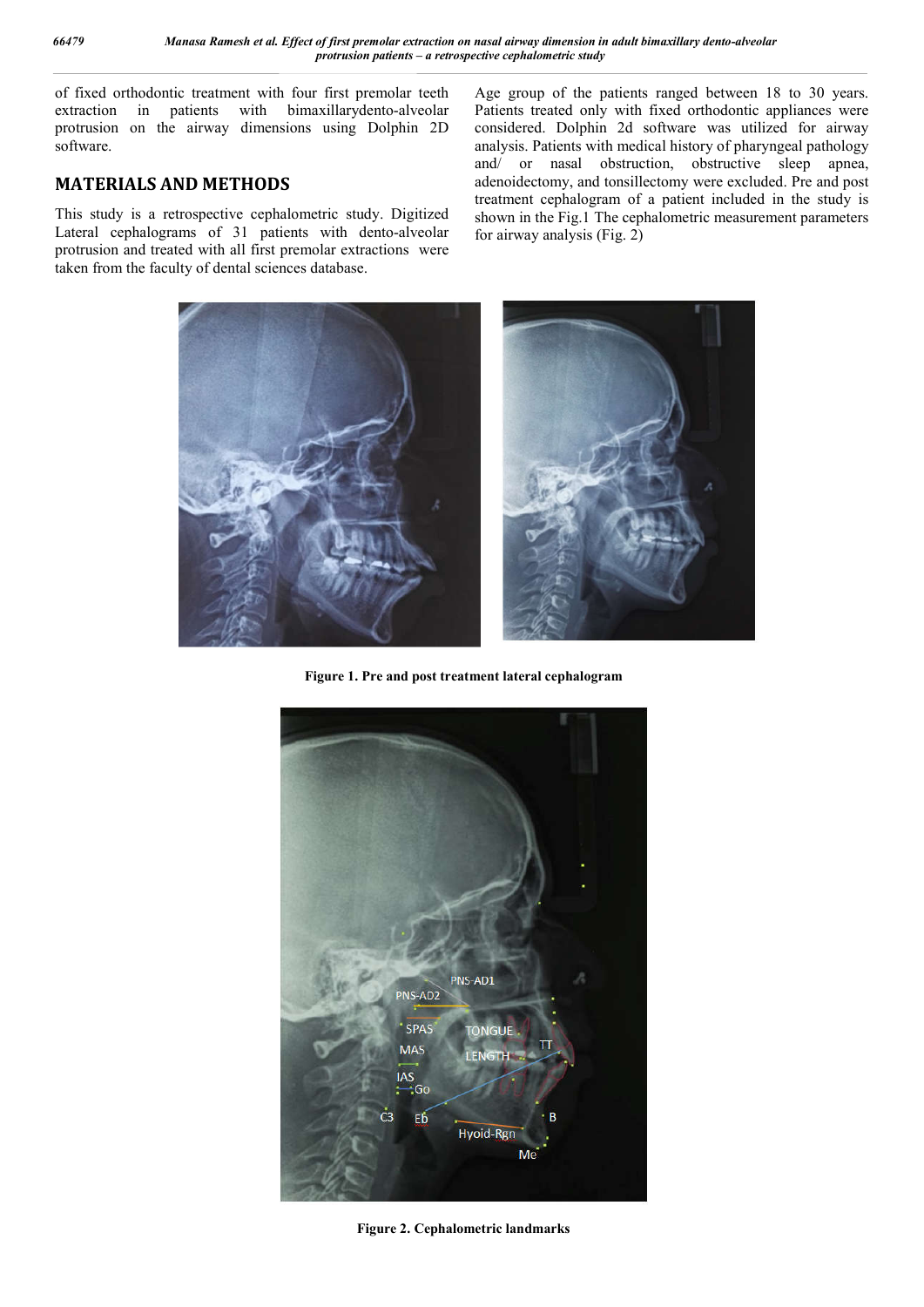of fixed orthodontic treatment with four first premolar teeth extraction in patients with bimaxillarydento-alveolar protrusion on the airway dimensions using Dolphin 2D software.

## MATERIALS AND METHODS

This study is a retrospective cephalometric study. Digitized Lateral cephalograms of 31 patients with dento-alveolar protrusion and treated with all first premolar extractions were taken from the faculty of dental sciences database. Age group of the patients ranged between 18 to 30 years. Patients treated only with fixed orthodontic appliances were considered. Dolphin 2d software was utilized for airway analysis. Patients with medical history of pharyngeal pathology and/ or nasal obstruction, obstructive sleep apnea, adenoidectomy, and tonsillectomy were excluded. Pre and post treatment cephalogram of a patient included in the study is shown in the Fig.1 The cephalometric measurement parameters for airway analysis (Fig. 2)

**Figure 1. Pre and post treatment lateral cephalogram**

**Figure 2. Cephalometric landmarks**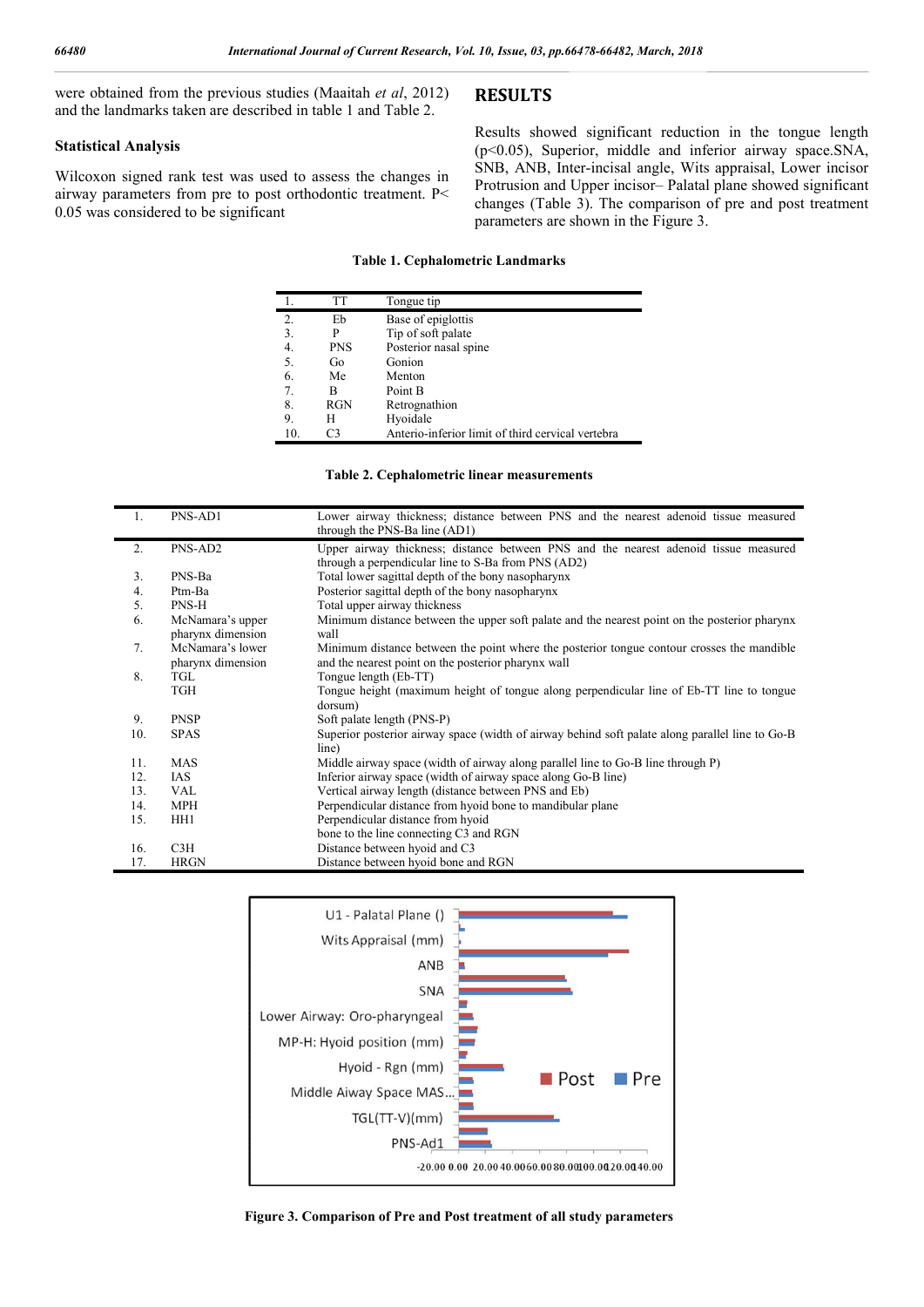were obtained from the previous studies (Maaitah *et al*, 2012) and the landmarks taken are described in table 1 and Table 2.

### Statistical Analysis

Wilcoxon signed rank test was used to assess the changes in airway parameters from pre to post orthodontic treatment. P< 0.05 was considered to be significant

## RESULTS

Results showed significant reduction in the tongue length ($p<0.05$), Superior, middle and inferior airway space.SNA, SNB, ANB, Inter-incisal angle, Wits appraisal, Lower incisor Protrusion and Upper incisor– Palatal plane showed significant changes (Table 3). The comparison of pre and post treatment parameters are shown in the Figure 3.

**Table 1. Cephalometric Landmarks**

| | | |
|---|---|---|
| 1. | TT | Tongue tip |
| 2. | Eb | Base of epiglottis |
| 3. | P | Tip of soft palate |
| 4. | PNS | Posterior nasal spine |
| 5. | Go | Gonion |
| 6. | Me | Menton |
| 7. | B | Point B |
| 8. | RGN | Retrognathion |
| 9. | H | Hyoidale |
| 10. | C3 | Anterio-inferior limit of third cervical vertebra |

**Table 2. Cephalometric linear measurements**

| | | |
|---|---|---|
| 1. | PNS-AD1 | Lower airway thickness; distance between PNS and the nearest adenoid tissue measured through the PNS-Ba line (AD1) |
| 2. | PNS-AD2 | Upper airway thickness; distance between PNS and the nearest adenoid tissue measured through a perpendicular line to S-Ba from PNS (AD2) |
| 3. | PNS-Ba | Total lower sagittal depth of the bony nasopharynx |
| 4. | Ptm-Ba | Posterior sagittal depth of the bony nasopharynx |
| 5. | PNS-H | Total upper airway thickness |
| 6. | McNamara's upper pharynx dimension | Minimum distance between the upper soft palate and the nearest point on the posterior pharynx wall |
| 7. | McNamara's lower pharynx dimension | Minimum distance between the point where the posterior tongue contour crosses the mandible and the nearest point on the posterior pharynx wall |
| 8. | TGL | Tongue length (Eb-TT) |
| | TGH | Tongue height (maximum height of tongue along perpendicular line of Eb-TT line to tongue dorsum) |
| 9. | PNSP | Soft palate length (PNS-P) |
| 10. | SPAS | Superior posterior airway space (width of airway behind soft palate along parallel line to Go-B line) |
| 11. | MAS | Middle airway space (width of airway along parallel line to Go-B line through P) |
| 12. | IAS | Inferior airway space (width of airway space along Go-B line) |
| 13. | VAL | Vertical airway length (distance between PNS and Eb) |
| 14. | MPH | Perpendicular distance from hyoid bone to mandibular plane |
| 15. | HH1 | Perpendicular distance from hyoid bone to the line connecting C3 and RGN |
| 16. | C3H | Distance between hyoid and C3 |
| 17. | HRGN | Distance between hyoid bone and RGN |

**Figure 3. Comparison of Pre and Post treatment of all study parameters**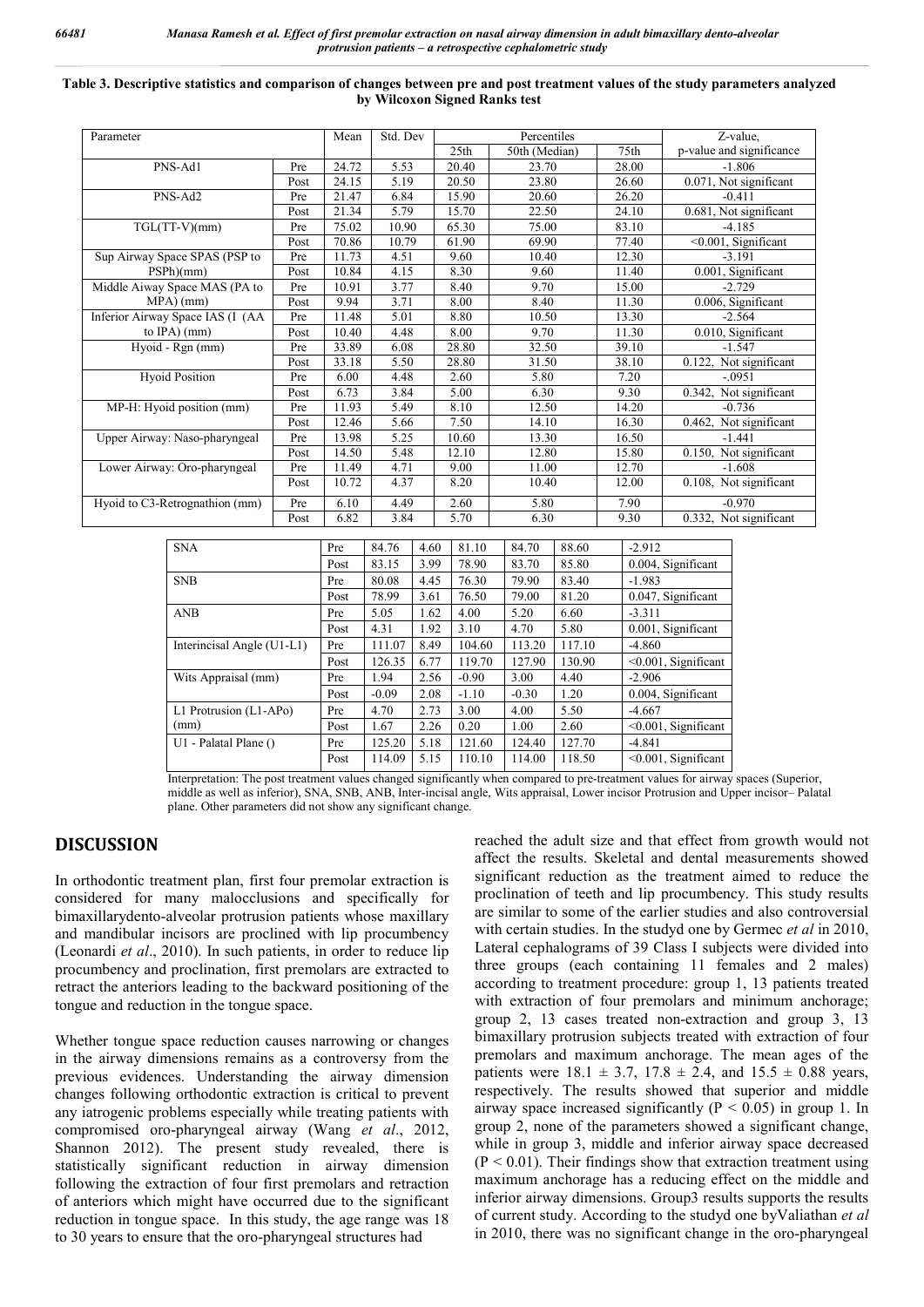**Table 3. Descriptive statistics and comparison of changes between pre and post treatment values of the study parameters analyzed by Wilcoxon Signed Ranks test**

| Parameter | | Mean | Std. Dev | Percentiles | | | Z-value, |
|---|---|---|---|---|---|---|---|
| | | | | 25th | 50th (Median) | 75th | p-value and significance |
| PNS-Ad1 | Pre | 24.72 | 5.53 | 20.40 | 23.70 | 28.00 | -1.806 |
| | Post | 24.15 | 5.19 | 20.50 | 23.80 | 26.60 | 0.071, Not significant |
| PNS-Ad2 | Pre | 21.47 | 6.84 | 15.90 | 20.60 | 26.20 | -0.411 |
| | Post | 21.34 | 5.79 | 15.70 | 22.50 | 24.10 | 0.681, Not significant |
| TGL(TT-V)(mm) | Pre | 75.02 | 10.90 | 65.30 | 75.00 | 83.10 | -4.185 |
| | Post | 70.86 | 10.79 | 61.90 | 69.90 | 77.40 | <0.001, Significant |
| Sup Airway Space SPAS (PSP to PSPh)(mm) | Pre | 11.73 | 4.51 | 9.60 | 10.40 | 12.30 | -3.191 |
| | Post | 10.84 | 4.15 | 8.30 | 9.60 | 11.40 | 0.001, Significant |
| Middle Aiway Space MAS (PA to MPA) (mm) | Pre | 10.91 | 3.77 | 8.40 | 9.70 | 15.00 | -2.729 |
| | Post | 9.94 | 3.71 | 8.00 | 8.40 | 11.30 | 0.006, Significant |
| Inferior Airway Space IAS (I (AA to IPA) (mm) | Pre | 11.48 | 5.01 | 8.80 | 10.50 | 13.30 | -2.564 |
| | Post | 10.40 | 4.48 | 8.00 | 9.70 | 11.30 | 0.010, Significant |
| Hyoid - Rgn (mm) | Pre | 33.89 | 6.08 | 28.80 | 32.50 | 39.10 | -1.547 |
| | Post | 33.18 | 5.50 | 28.80 | 31.50 | 38.10 | 0.122, Not significant |
| Hyoid Position | Pre | 6.00 | 4.48 | 2.60 | 5.80 | 7.20 | -.0951 |
| | Post | 6.73 | 3.84 | 5.00 | 6.30 | 9.30 | 0.342, Not significant |
| MP-H: Hyoid position (mm) | Pre | 11.93 | 5.49 | 8.10 | 12.50 | 14.20 | -0.736 |
| | Post | 12.46 | 5.66 | 7.50 | 14.10 | 16.30 | 0.462, Not significant |
| Upper Airway: Naso-pharyngeal | Pre | 13.98 | 5.25 | 10.60 | 13.30 | 16.50 | -1.441 |
| | Post | 14.50 | 5.48 | 12.10 | 12.80 | 15.80 | 0.150, Not significant |
| Lower Airway: Oro-pharyngeal | Pre | 11.49 | 4.71 | 9.00 | 11.00 | 12.70 | -1.608 |
| | Post | 10.72 | 4.37 | 8.20 | 10.40 | 12.00 | 0.108, Not significant |
| Hyoid to C3-Retrognathion (mm) | Pre | 6.10 | 4.49 | 2.60 | 5.80 | 7.90 | -0.970 |
| | Post | 6.82 | 3.84 | 5.70 | 6.30 | 9.30 | 0.332, Not significant |
| SNA | Pre | 84.76 | 4.60 | 81.10 | 84.70 | 88.60 | -2.912 |
| | Post | 83.15 | 3.99 | 78.90 | 83.70 | 85.80 | 0.004, Significant |
| SNB | Pre | 80.08 | 4.45 | 76.30 | 79.90 | 83.40 | -1.983 |
| | Post | 78.99 | 3.61 | 76.50 | 79.00 | 81.20 | 0.047, Significant |
| ANB | Pre | 5.05 | 1.62 | 4.00 | 5.20 | 6.60 | -3.311 |
| | Post | 4.31 | 1.92 | 3.10 | 4.70 | 5.80 | 0.001, Significant |
| Interincisal Angle (U1-L1) | Pre | 111.07 | 8.49 | 104.60 | 113.20 | 117.10 | -4.860 |
| | Post | 126.35 | 6.77 | 119.70 | 127.90 | 130.90 | <0.001, Significant |
| Wits Appraisal (mm) | Pre | 1.94 | 2.56 | -0.90 | 3.00 | 4.40 | -2.906 |
| | Post | -0.09 | 2.08 | -1.10 | -0.30 | 1.20 | 0.004, Significant |
| L1 Protrusion (L1-APo) (mm) | Pre | 4.70 | 2.73 | 3.00 | 4.00 | 5.50 | -4.667 |
| | Post | 1.67 | 2.26 | 0.20 | 1.00 | 2.60 | <0.001, Significant |
| U1 - Palatal Plane () | Pre | 125.20 | 5.18 | 121.60 | 124.40 | 127.70 | -4.841 |
| | Post | 114.09 | 5.15 | 110.10 | 114.00 | 118.50 | <0.001, Significant |

Interpretation: The post treatment values changed significantly when compared to pre-treatment values for airway spaces (Superior, middle as well as inferior), SNA, SNB, ANB, Inter-incisal angle, Wits appraisal, Lower incisor Protrusion and Upper incisor– Palatal plane. Other parameters did not show any significant change.

## DISCUSSION

In orthodontic treatment plan, first four premolar extraction is considered for many malocclusions and specifically for bimaxillarydento-alveolar protrusion patients whose maxillary and mandibular incisors are proclined with lip procumbency (Leonardi *et al*., 2010). In such patients, in order to reduce lip procumbency and proclination, first premolars are extracted to retract the anteriors leading to the backward positioning of the tongue and reduction in the tongue space.

Whether tongue space reduction causes narrowing or changes in the airway dimensions remains as a controversy from the previous evidences. Understanding the airway dimension changes following orthodontic extraction is critical to prevent any iatrogenic problems especially while treating patients with compromised oro-pharyngeal airway (Wang *et al*., 2012, Shannon 2012). The present study revealed, there is statistically significant reduction in airway dimension following the extraction of four first premolars and retraction of anteriors which might have occurred due to the significant reduction in tongue space. In this study, the age range was 18 to 30 years to ensure that the oro-pharyngeal structures had reached the adult size and that effect from growth would not affect the results. Skeletal and dental measurements showed significant reduction as the treatment aimed to reduce the proclination of teeth and lip procumbency. This study results are similar to some of the earlier studies and also controversial with certain studies. In the studyd one by Germec *et al* in 2010, Lateral cephalograms of 39 Class I subjects were divided into three groups (each containing 11 females and 2 males) according to treatment procedure: group 1, 13 patients treated with extraction of four premolars and minimum anchorage; group 2, 13 cases treated non-extraction and group 3, 13 bimaxillary protrusion subjects treated with extraction of four premolars and maximum anchorage. The mean ages of the patients were 18.1 ± 3.7, 17.8 ± 2.4, and 15.5 ± 0.88 years, respectively. The results showed that superior and middle airway space increased significantly ($P < 0.05$) in group 1. In group 2, none of the parameters showed a significant change, while in group 3, middle and inferior airway space decreased ($P < 0.01$). Their findings show that extraction treatment using maximum anchorage has a reducing effect on the middle and inferior airway dimensions. Group3 results supports the results of current study. According to the studyd one byValiathan *et al* in 2010, there was no significant change in the oro-pharyngeal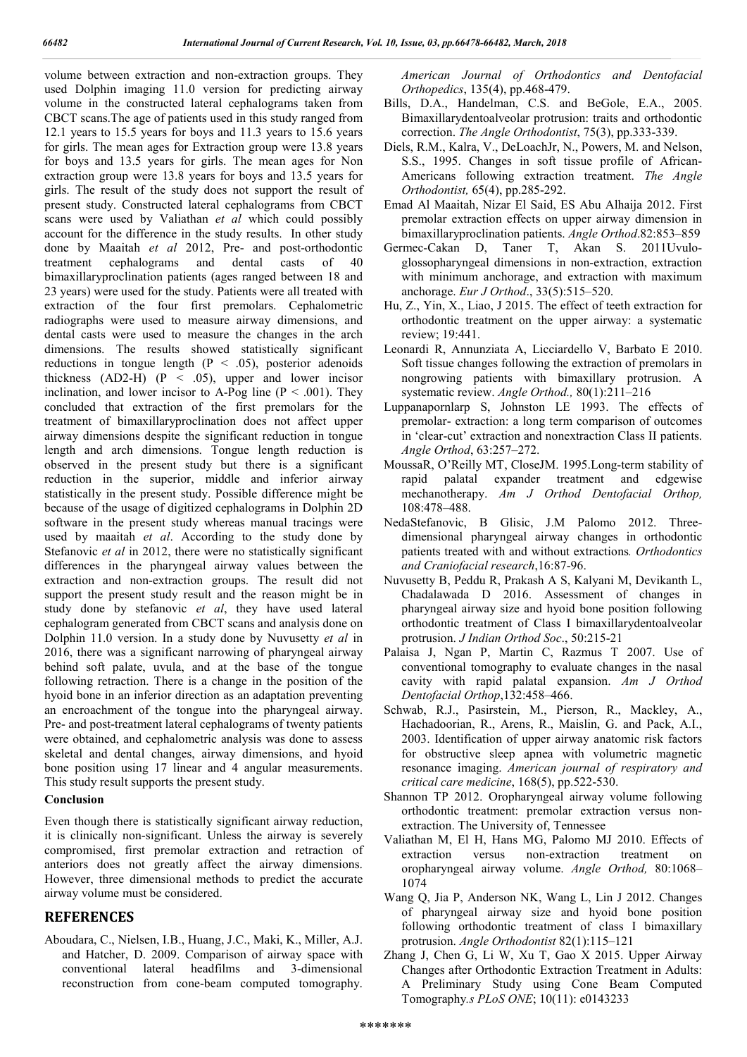volume between extraction and non-extraction groups. They used Dolphin imaging 11.0 version for predicting airway volume in the constructed lateral cephalograms taken from CBCT scans.The age of patients used in this study ranged from 12.1 years to 15.5 years for boys and 11.3 years to 15.6 years for girls. The mean ages for Extraction group were 13.8 years for boys and 13.5 years for girls. The mean ages for Non extraction group were 13.8 years for boys and 13.5 years for girls. The result of the study does not support the result of present study. Constructed lateral cephalograms from CBCT scans were used by Valiathan *et al* which could possibly account for the difference in the study results. In other study done by Maaitah *et al* 2012, Pre- and post-orthodontic treatment cephalograms and dental casts of 40 bimaxillaryproclination patients (ages ranged between 18 and 23 years) were used for the study. Patients were all treated with extraction of the four first premolars. Cephalometric radiographs were used to measure airway dimensions, and dental casts were used to measure the changes in the arch dimensions. The results showed statistically significant reductions in tongue length ($P < .05$), posterior adenoids thickness (AD2-H) ($P < .05$), upper and lower incisor inclination, and lower incisor to A-Pog line ($P < .001$). They concluded that extraction of the first premolars for the treatment of bimaxillaryproclination does not affect upper airway dimensions despite the significant reduction in tongue length and arch dimensions. Tongue length reduction is observed in the present study but there is a significant reduction in the superior, middle and inferior airway statistically in the present study. Possible difference might be because of the usage of digitized cephalograms in Dolphin 2D software in the present study whereas manual tracings were used by maaitah *et al*. According to the study done by Stefanovic *et al* in 2012, there were no statistically significant differences in the pharyngeal airway values between the extraction and non-extraction groups. The result did not support the present study result and the reason might be in study done by stefanovic *et al*, they have used lateral cephalogram generated from CBCT scans and analysis done on Dolphin 11.0 version. In a study done by Nuvusetty *et al* in 2016, there was a significant narrowing of pharyngeal airway behind soft palate, uvula, and at the base of the tongue following retraction. There is a change in the position of the hyoid bone in an inferior direction as an adaptation preventing an encroachment of the tongue into the pharyngeal airway. Pre- and post-treatment lateral cephalograms of twenty patients were obtained, and cephalometric analysis was done to assess skeletal and dental changes, airway dimensions, and hyoid bone position using 17 linear and 4 angular measurements. This study result supports the present study.

### Conclusion

Even though there is statistically significant airway reduction, it is clinically non-significant. Unless the airway is severely compromised, first premolar extraction and retraction of anteriors does not greatly affect the airway dimensions. However, three dimensional methods to predict the accurate airway volume must be considered.

## REFERENCES

Aboudara, C., Nielsen, I.B., Huang, J.C., Maki, K., Miller, A.J. and Hatcher, D. 2009. Comparison of airway space with conventional lateral headfilms and 3-dimensional reconstruction from cone-beam computed tomography. *American Journal of Orthodontics and Dentofacial Orthopedics*, 135(4), pp.468-479.

Bills, D.A., Handelman, C.S. and BeGole, E.A., 2005. Bimaxillarydentoalveolar protrusion: traits and orthodontic correction. *The Angle Orthodontist*, 75(3), pp.333-339.

Diels, R.M., Kalra, V., DeLoachJr, N., Powers, M. and Nelson, S.S., 1995. Changes in soft tissue profile of African-Americans following extraction treatment. *The Angle Orthodontist,* 65(4), pp.285-292.

Emad Al Maaitah, Nizar El Said, ES Abu Alhaija 2012. First premolar extraction effects on upper airway dimension in bimaxillaryproclination patients. *Angle Orthod*.82:853–859

Germec-Cakan D, Taner T, Akan S. 2011Uvulo-glossopharyngeal dimensions in non-extraction, extraction with minimum anchorage, and extraction with maximum anchorage. *Eur J Orthod*., 33(5):515–520.

Hu, Z., Yin, X., Liao, J 2015. The effect of teeth extraction for orthodontic treatment on the upper airway: a systematic review; 19:441.

Leonardi R, Annunziata A, Licciardello V, Barbato E 2010. Soft tissue changes following the extraction of premolars in nongrowing patients with bimaxillary protrusion. A systematic review. *Angle Orthod.,* 80(1):211–216

Luppanapornlarp S, Johnston LE 1993. The effects of premolar- extraction: a long term comparison of outcomes in 'clear-cut' extraction and nonextraction Class II patients. *Angle Orthod*, 63:257–272.

MoussaR, O'Reilly MT, CloseJM. 1995.Long-term stability of rapid palatal expander treatment and edgewise mechanotherapy. *Am J Orthod Dentofacial Orthop,* 108:478–488.

NedaStefanovic, B Glisic, J.M Palomo 2012. Three-dimensional pharyngeal airway changes in orthodontic patients treated with and without extractions*. Orthodontics and Craniofacial research*,16:87-96.

Nuvusetty B, Peddu R, Prakash A S, Kalyani M, Devikanth L, Chadalawada D 2016. Assessment of changes in pharyngeal airway size and hyoid bone position following orthodontic treatment of Class I bimaxillarydentoalveolar protrusion. *J Indian Orthod Soc*., 50:215-21

Palaisa J, Ngan P, Martin C, Razmus T 2007. Use of conventional tomography to evaluate changes in the nasal cavity with rapid palatal expansion. *Am J Orthod Dentofacial Orthop*,132:458–466.

Schwab, R.J., Pasirstein, M., Pierson, R., Mackley, A., Hachadoorian, R., Arens, R., Maislin, G. and Pack, A.I., 2003. Identification of upper airway anatomic risk factors for obstructive sleep apnea with volumetric magnetic resonance imaging. *American journal of respiratory and critical care medicine*, 168(5), pp.522-530.

Shannon TP 2012. Oropharyngeal airway volume following orthodontic treatment: premolar extraction versus non-extraction. The University of, Tennessee

Valiathan M, El H, Hans MG, Palomo MJ 2010. Effects of extraction versus non-extraction treatment on oropharyngeal airway volume. *Angle Orthod,* 80:1068–1074

Wang Q, Jia P, Anderson NK, Wang L, Lin J 2012. Changes of pharyngeal airway size and hyoid bone position following orthodontic treatment of class I bimaxillary protrusion. *Angle Orthodontist* 82(1):115–121

Zhang J, Chen G, Li W, Xu T, Gao X 2015. Upper Airway Changes after Orthodontic Extraction Treatment in Adults: A Preliminary Study using Cone Beam Computed Tomography*.s PLoS ONE*; 10(11): e0143233

\*\*\*\*\*\*\*